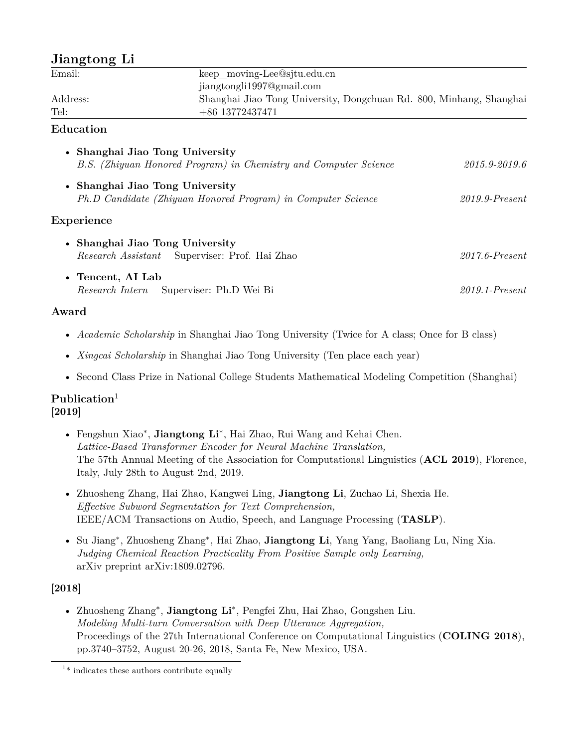# Jiangtong Li

| | |
|---|---|
| Email: | keep_moving-Lee@sjtu.edu.cn |
| | jiangtongli1997@gmail.com |
| Address: | Shanghai Jiao Tong University, Dongchuan Rd. 800, Minhang, Shanghai |
| Tel: | +86 13772437471 |

## Education

- **Shanghai Jiao Tong University**
  *B.S. (Zhiyuan Honored Program) in Chemistry and Computer Science* — *2015.9-2019.6*
- **Shanghai Jiao Tong University**
  *Ph.D Candidate (Zhiyuan Honored Program) in Computer Science* — *2019.9-Present*

## Experience

- **Shanghai Jiao Tong University**
  *Research Assistant* Superviser: Prof. Hai Zhao — *2017.6-Present*
- **Tencent, AI Lab**
  *Research Intern* Superviser: Ph.D Wei Bi — *2019.1-Present*

## Award

- *Academic Scholarship* in Shanghai Jiao Tong University (Twice for A class; Once for B class)
- *Xingcai Scholarship* in Shanghai Jiao Tong University (Ten place each year)
- Second Class Prize in National College Students Mathematical Modeling Competition (Shanghai)

## Publication[1]

### [2019]

- Fengshun Xiao*, **Jiangtong Li***, Hai Zhao, Rui Wang and Kehai Chen.
  *Lattice-Based Transformer Encoder for Neural Machine Translation,*
  The 57th Annual Meeting of the Association for Computational Linguistics (**ACL 2019**), Florence, Italy, July 28th to August 2nd, 2019.
- Zhuosheng Zhang, Hai Zhao, Kangwei Ling, **Jiangtong Li**, Zuchao Li, Shexia He.
  *Effective Subword Segmentation for Text Comprehension,*
  IEEE/ACM Transactions on Audio, Speech, and Language Processing (**TASLP**).
- Su Jiang*, Zhuosheng Zhang*, Hai Zhao, **Jiangtong Li**, Yang Yang, Baoliang Lu, Ning Xia.
  *Judging Chemical Reaction Practicality From Positive Sample only Learning,*
  arXiv preprint arXiv:1809.02796.

### [2018]

- Zhuosheng Zhang*, **Jiangtong Li***, Pengfei Zhu, Hai Zhao, Gongshen Liu.
  *Modeling Multi-turn Conversation with Deep Utterance Aggregation,*
  Proceedings of the 27th International Conference on Computational Linguistics (**COLING 2018**), pp.3740–3752, August 20-26, 2018, Santa Fe, New Mexico, USA.

---

[1] * indicates these authors contribute equally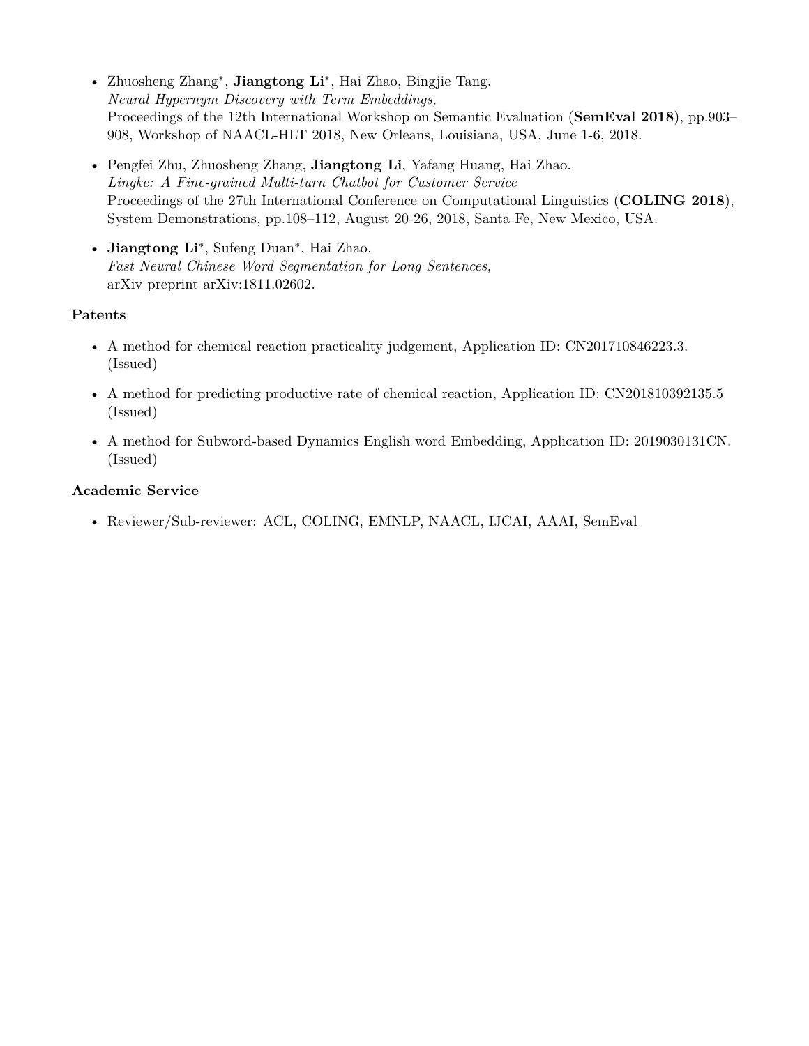- Zhuosheng Zhang*, **Jiangtong Li***, Hai Zhao, Bingjie Tang.
  *Neural Hypernym Discovery with Term Embeddings,*
  Proceedings of the 12th International Workshop on Semantic Evaluation (**SemEval 2018**), pp.903–908, Workshop of NAACL-HLT 2018, New Orleans, Louisiana, USA, June 1-6, 2018.

- Pengfei Zhu, Zhuosheng Zhang, **Jiangtong Li**, Yafang Huang, Hai Zhao.
  *Lingke: A Fine-grained Multi-turn Chatbot for Customer Service*
  Proceedings of the 27th International Conference on Computational Linguistics (**COLING 2018**), System Demonstrations, pp.108–112, August 20-26, 2018, Santa Fe, New Mexico, USA.

- **Jiangtong Li***, Sufeng Duan*, Hai Zhao.
  *Fast Neural Chinese Word Segmentation for Long Sentences,*
  arXiv preprint arXiv:1811.02602.

### Patents

- A method for chemical reaction practicality judgement, Application ID: CN201710846223.3. (Issued)
- A method for predicting productive rate of chemical reaction, Application ID: CN201810392135.5 (Issued)
- A method for Subword-based Dynamics English word Embedding, Application ID: 2019030131CN. (Issued)

### Academic Service

- Reviewer/Sub-reviewer: ACL, COLING, EMNLP, NAACL, IJCAI, AAAI, SemEval